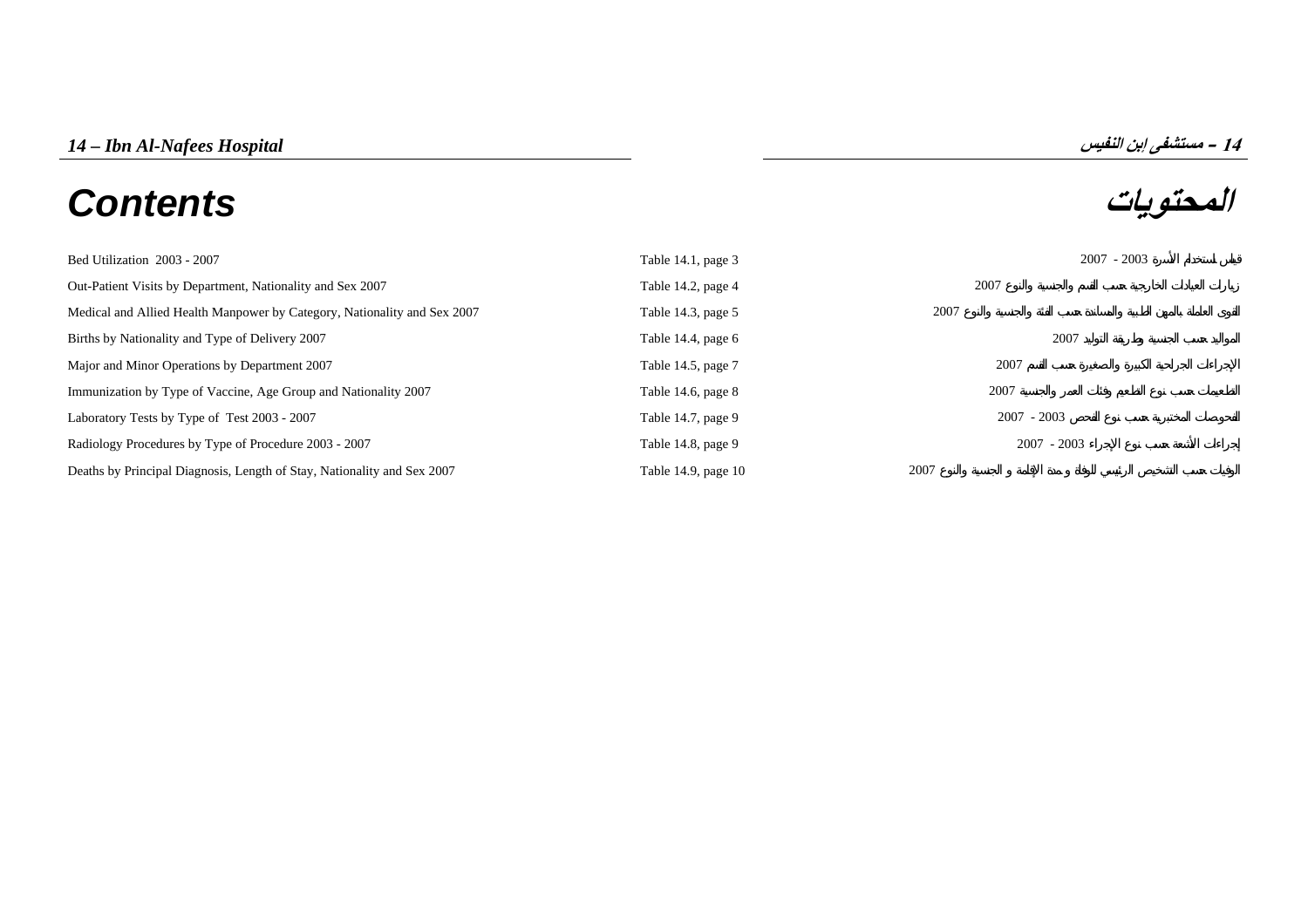# 14 – Ibn Al-Nafees Hospital

# 14 – مستشفى ابن النفيس

## Contents

## المحتويات

| English | Table | العربية |
|---|---|---|
| Bed Utilization 2003 - 2007 | Table 14.1, page 3 | قياس استخدام الأسرة 2003 - 2007 |
| Out-Patient Visits by Department, Nationality and Sex 2007 | Table 14.2, page 4 | زيارات العيادات الخارجية حسب القسم والجنسية والنوع 2007 |
| Medical and Allied Health Manpower by Category, Nationality and Sex 2007 | Table 14.3, page 5 | القوى العاملة بالمهن الطبية والمساندة حسب الفئة والجنسية والنوع 2007 |
| Births by Nationality and Type of Delivery 2007 | Table 14.4, page 6 | المواليد حسب الجنسية وطريقة التوليد 2007 |
| Major and Minor Operations by Department 2007 | Table 14.5, page 7 | الإجراءات الجراحية الكبيرة والصغيرة حسب القسم 2007 |
| Immunization by Type of Vaccine, Age Group and Nationality 2007 | Table 14.6, page 8 | التطعيمات حسب نوع التطعيم وفئات العمر والجنسية 2007 |
| Laboratory Tests by Type of Test 2003 - 2007 | Table 14.7, page 9 | الفحوصات المختبرية حسب نوع الفحص 2003 - 2007 |
| Radiology Procedures by Type of Procedure 2003 - 2007 | Table 14.8, page 9 | إجراءات الأشعة حسب نوع الإجراء 2003 - 2007 |
| Deaths by Principal Diagnosis, Length of Stay, Nationality and Sex 2007 | Table 14.9, page 10 | الوفيات حسب التشخيص الرئيسي للوفاة و مدة الإقامة و الجنسية والنوع 2007 |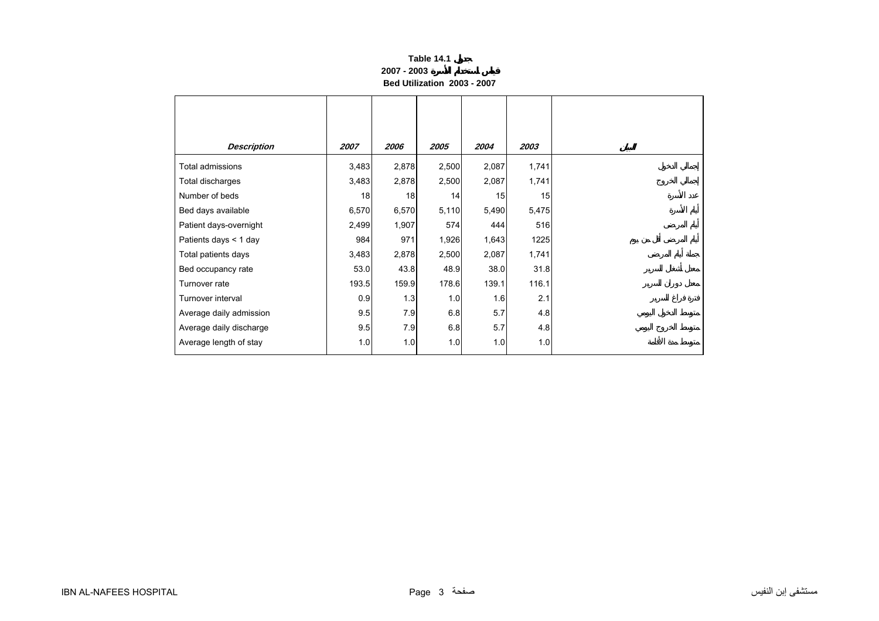**Table 14.1 جدول**

**2007 - 2003 قياس استخدام الأسرة**

**Bed Utilization 2003 - 2007**

| *Description* | *2007* | *2006* | *2005* | *2004* | *2003* | البيان |
|---|---|---|---|---|---|---|
| Total admissions | 3,483 | 2,878 | 2,500 | 2,087 | 1,741 | إجمالي الدخول |
| Total discharges | 3,483 | 2,878 | 2,500 | 2,087 | 1,741 | إجمالي الخروج |
| Number of beds | 18 | 18 | 14 | 15 | 15 | عدد الأسرة |
| Bed days available | 6,570 | 6,570 | 5,110 | 5,490 | 5,475 | أيام الأسرة |
| Patient days-overnight | 2,499 | 1,907 | 574 | 444 | 516 | أيام المرضى |
| Patients days < 1 day | 984 | 971 | 1,926 | 1,643 | 1225 | أيام المرضى أقل من يوم |
| Total patients days | 3,483 | 2,878 | 2,500 | 2,087 | 1,741 | جملة أيام المرضى |
| Bed occupancy rate | 53.0 | 43.8 | 48.9 | 38.0 | 31.8 | معدل أشغال السرير |
| Turnover rate | 193.5 | 159.9 | 178.6 | 139.1 | 116.1 | معدل دوران السرير |
| Turnover interval | 0.9 | 1.3 | 1.0 | 1.6 | 2.1 | فترة فراغ السرير |
| Average daily admission | 9.5 | 7.9 | 6.8 | 5.7 | 4.8 | متوسط الدخول اليومي |
| Average daily discharge | 9.5 | 7.9 | 6.8 | 5.7 | 4.8 | متوسط الخروج اليومي |
| Average length of stay | 1.0 | 1.0 | 1.0 | 1.0 | 1.0 | متوسط مدة الأقامة |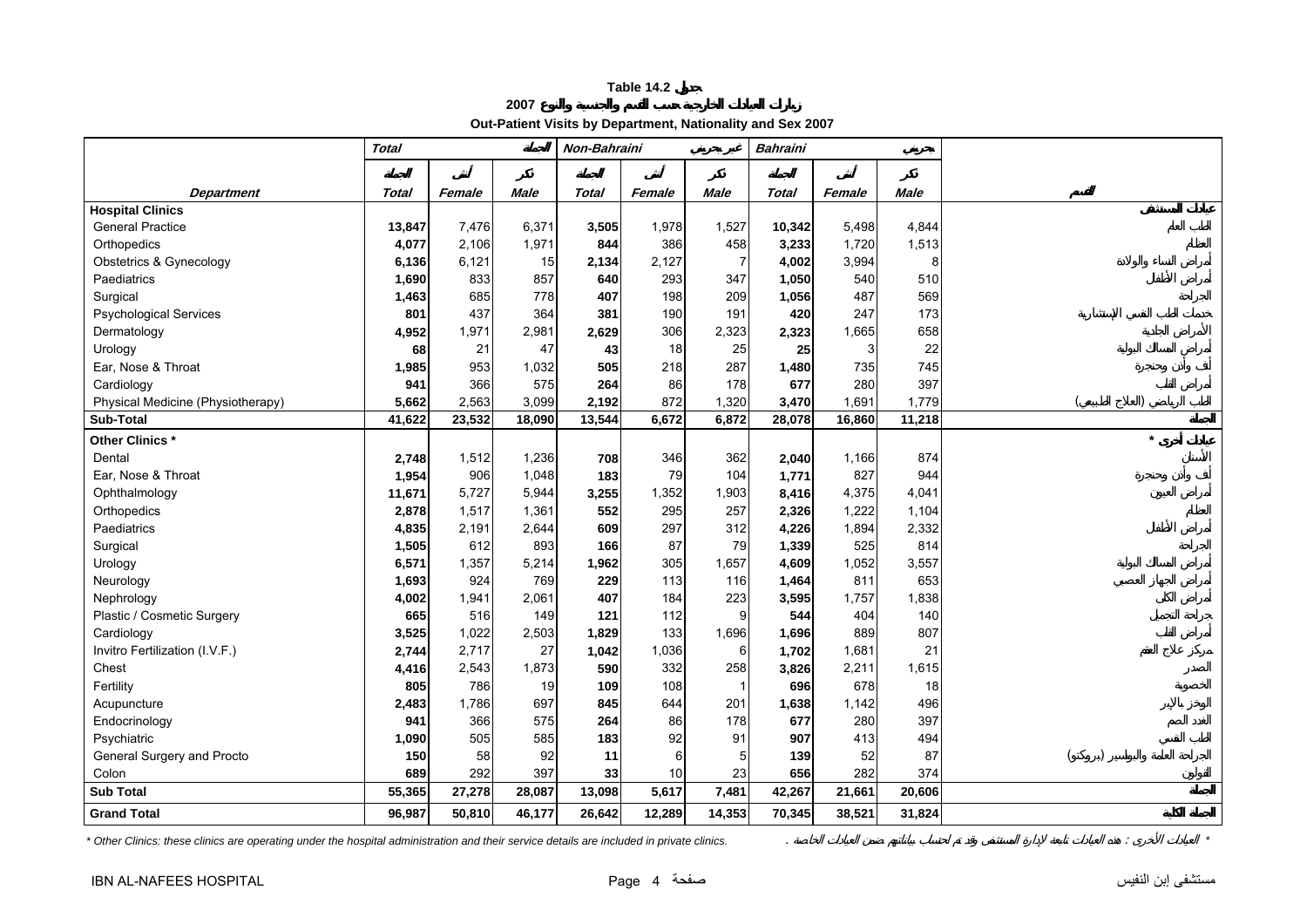# Table 14.2 جدول

## زيارات العيادات الخارجية حسب القسم والجنسية والنوع 2007

## Out-Patient Visits by Department, Nationality and Sex 2007

| Department | Total الجملة | Female أنثى | Male ذكر | Total الجملة | Female أنثى | Male ذكر | Total الجملة | Female أنثى | Male ذكر | القسم |
|---|---|---|---|---|---|---|---|---|---|---|
| | Total الجملة | | | Non-Bahraini غير بحريني | | | Bahraini بحريني | | | |
| **Hospital Clinics** | | | | | | | | | | **عيادات المستشفى** |
| General Practice | **13,847** | 7,476 | 6,371 | **3,505** | 1,978 | 1,527 | **10,342** | 5,498 | 4,844 | الطب العام |
| Orthopedics | **4,077** | 2,106 | 1,971 | **844** | 386 | 458 | **3,233** | 1,720 | 1,513 | العظام |
| Obstetrics & Gynecology | **6,136** | 6,121 | 15 | **2,134** | 2,127 | 7 | **4,002** | 3,994 | 8 | أمراض النساء والولادة |
| Paediatrics | **1,690** | 833 | 857 | **640** | 293 | 347 | **1,050** | 540 | 510 | أمراض الأطفال |
| Surgical | **1,463** | 685 | 778 | **407** | 198 | 209 | **1,056** | 487 | 569 | الجراحة |
| Psychological Services | **801** | 437 | 364 | **381** | 190 | 191 | **420** | 247 | 173 | خدمات الطب النفسي الإستشارية |
| Dermatology | **4,952** | 1,971 | 2,981 | **2,629** | 306 | 2,323 | **2,323** | 1,665 | 658 | الأمراض الجلدية |
| Urology | **68** | 21 | 47 | **43** | 18 | 25 | **25** | 3 | 22 | أمراض المسالك البولية |
| Ear, Nose & Throat | **1,985** | 953 | 1,032 | **505** | 218 | 287 | **1,480** | 735 | 745 | أنف وأذن وحنجرة |
| Cardiology | **941** | 366 | 575 | **264** | 86 | 178 | **677** | 280 | 397 | أمراض القلب |
| Physical Medicine (Physiotherapy) | **5,662** | 2,563 | 3,099 | **2,192** | 872 | 1,320 | **3,470** | 1,691 | 1,779 | الطب الرياضي (العلاج الطبيعي) |
| **Sub-Total** | **41,622** | **23,532** | **18,090** | **13,544** | **6,672** | **6,872** | **28,078** | **16,860** | **11,218** | **الجملة** |
| **Other Clinics *** | | | | | | | | | | **عيادات أخرى *** |
| Dental | **2,748** | 1,512 | 1,236 | **708** | 346 | 362 | **2,040** | 1,166 | 874 | الأسنان |
| Ear, Nose & Throat | **1,954** | 906 | 1,048 | **183** | 79 | 104 | **1,771** | 827 | 944 | أنف وأذن وحنجرة |
| Ophthalmology | **11,671** | 5,727 | 5,944 | **3,255** | 1,352 | 1,903 | **8,416** | 4,375 | 4,041 | أمراض العيون |
| Orthopedics | **2,878** | 1,517 | 1,361 | **552** | 295 | 257 | **2,326** | 1,222 | 1,104 | العظام |
| Paediatrics | **4,835** | 2,191 | 2,644 | **609** | 297 | 312 | **4,226** | 1,894 | 2,332 | أمراض الأطفال |
| Surgical | **1,505** | 612 | 893 | **166** | 87 | 79 | **1,339** | 525 | 814 | الجراحة |
| Urology | **6,571** | 1,357 | 5,214 | **1,962** | 305 | 1,657 | **4,609** | 1,052 | 3,557 | أمراض المسالك البولية |
| Neurology | **1,693** | 924 | 769 | **229** | 113 | 116 | **1,464** | 811 | 653 | أمراض الجهاز العصبي |
| Nephrology | **4,002** | 1,941 | 2,061 | **407** | 184 | 223 | **3,595** | 1,757 | 1,838 | أمراض الكلى |
| Plastic / Cosmetic Surgery | **665** | 516 | 149 | **121** | 112 | 9 | **544** | 404 | 140 | جراحة التجميل |
| Cardiology | **3,525** | 1,022 | 2,503 | **1,829** | 133 | 1,696 | **1,696** | 889 | 807 | أمراض القلب |
| Invitro Fertilization (I.V.F.) | **2,744** | 2,717 | 27 | **1,042** | 1,036 | 6 | **1,702** | 1,681 | 21 | مركز علاج العقم |
| Chest | **4,416** | 2,543 | 1,873 | **590** | 332 | 258 | **3,826** | 2,211 | 1,615 | الصدر |
| Fertility | **805** | 786 | 19 | **109** | 108 | 1 | **696** | 678 | 18 | الخصوبة |
| Acupuncture | **2,483** | 1,786 | 697 | **845** | 644 | 201 | **1,638** | 1,142 | 496 | الوخز بالإبر |
| Endocrinology | **941** | 366 | 575 | **264** | 86 | 178 | **677** | 280 | 397 | الغدد الصم |
| Psychiatric | **1,090** | 505 | 585 | **183** | 92 | 91 | **907** | 413 | 494 | الطب النفسي |
| General Surgery and Procto | **150** | 58 | 92 | **11** | 6 | 5 | **139** | 52 | 87 | الجراحة العامة والبواسير (بروكتو) |
| Colon | **689** | 292 | 397 | **33** | 10 | 23 | **656** | 282 | 374 | القولون |
| **Sub Total** | **55,365** | **27,278** | **28,087** | **13,098** | **5,617** | **7,481** | **42,267** | **21,661** | **20,606** | **الجملة** |
| **Grand Total** | **96,987** | **50,810** | **46,177** | **26,642** | **12,289** | **14,353** | **70,345** | **38,521** | **31,824** | **الجملة الكلية** |

*\* Other Clinics: these clinics are operating under the hospital administration and their service details are included in private clinics.*

\* العيادات الأخرى : هذه العيادات تابعة لإدارة المستشفى وقد تم احتساب بياناتها ضمن العيادات الخاصة .

IBN AL-NAFEES HOSPITAL مستشفى إبن النفيس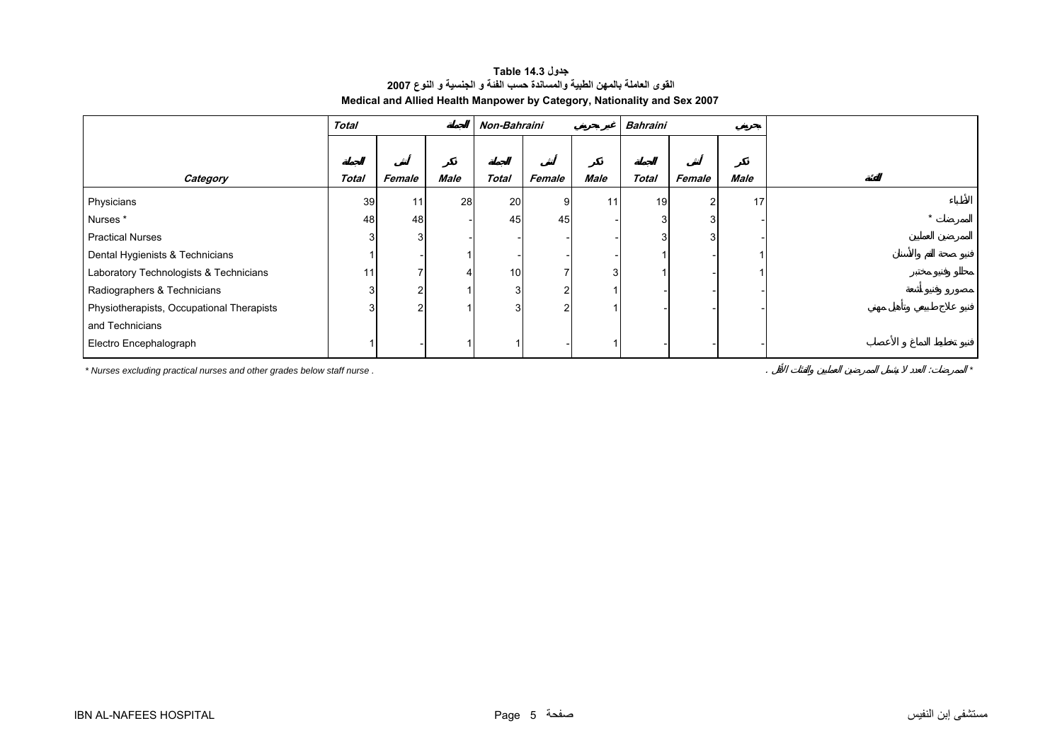**Table 14.3 جدول**

**القوى العاملة بالمهن الطبية والمساندة حسب الفئة و الجنسية و النوع 2007**

**Medical and Allied Health Manpower by Category, Nationality and Sex 2007**

| | Total | | الجملة | Non-Bahraini | | غير بحريني | Bahraini | | بحريني | |
|---|---|---|---|---|---|---|---|---|---|---|
| | الجملة | أنثى | ذكر | الجملة | أنثى | ذكر | الجملة | أنثى | ذكر | |
| **Category** | **Total** | **Female** | **Male** | **Total** | **Female** | **Male** | **Total** | **Female** | **Male** | **الفئة** |
| Physicians | 39 | 11 | 28 | 20 | 9 | 11 | 19 | 2 | 17 | الأطباء |
| Nurses * | 48 | 48 | - | 45 | 45 | - | 3 | 3 | - | الممرضات * |
| Practical Nurses | 3 | 3 | - | - | - | - | 3 | 3 | - | الممرضين العمليين |
| Dental Hygienists & Technicians | 1 | - | 1 | - | - | - | 1 | - | 1 | فنيو صحة الفم والأسنان |
| Laboratory Technologists & Technicians | 11 | 7 | 4 | 10 | 7 | 3 | 1 | - | 1 | محللو وفنيو مختبر |
| Radiographers & Technicians | 3 | 2 | 1 | 3 | 2 | 1 | - | - | - | مصورو وفنيو أشعة |
| Physiotherapists, Occupational Therapists and Technicians | 3 | 2 | 1 | 3 | 2 | 1 | - | - | - | فنيو علاج طبيعي وتأهيل مهني |
| Electro Encephalograph | 1 | - | 1 | 1 | - | 1 | - | - | - | فنيو تخطيط الدماغ و الأعصاب |

* Nurses excluding practical nurses and other grades below staff nurse .

* الممرضات: العدد لا يشمل الممرضين العمليين والفئات الأقل .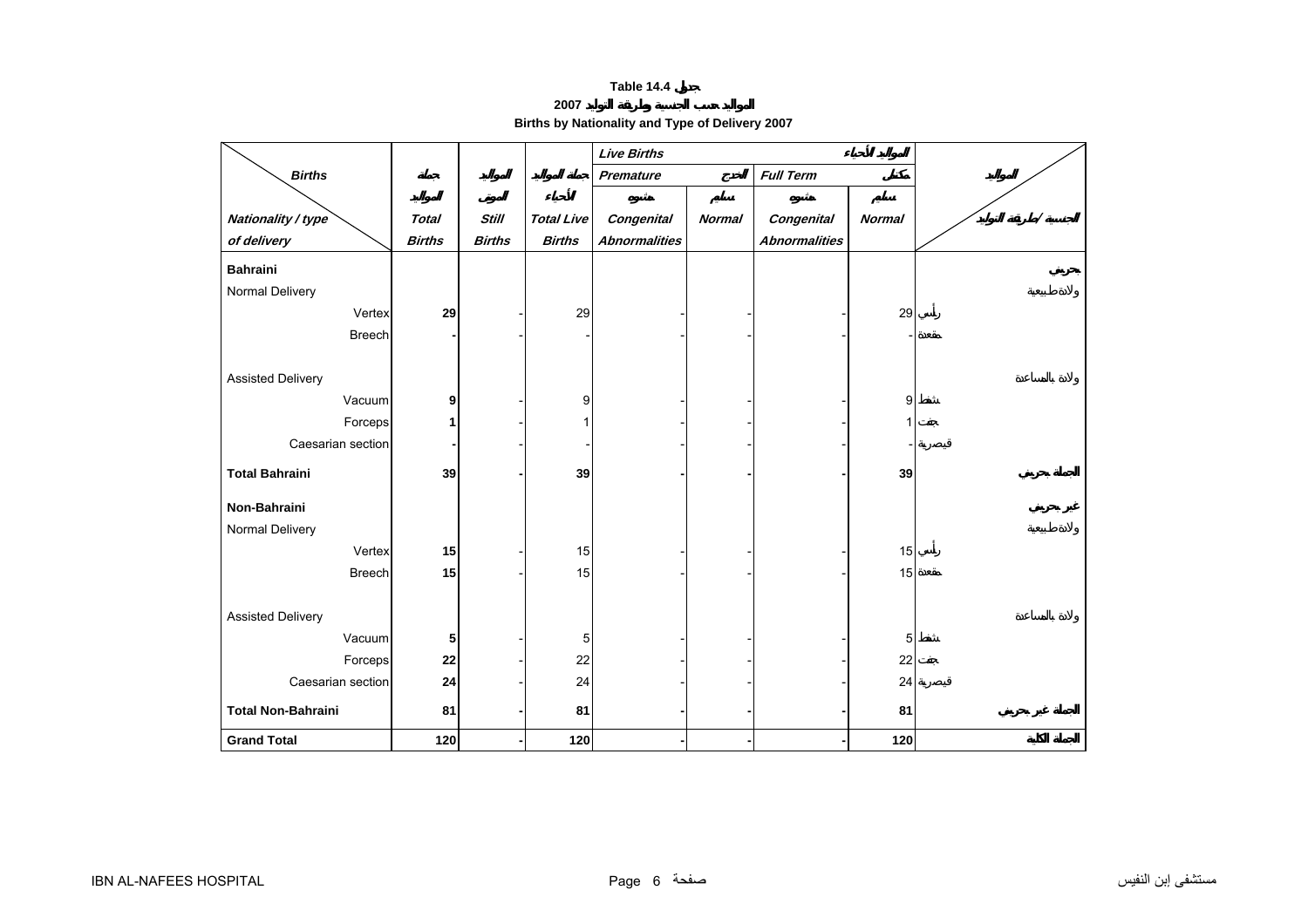**Table 14.4 جدول**

**المواليد حسب الجنسية وطريقة التوليد 2007**

**Births by Nationality and Type of Delivery 2007**

| Births / Nationality / type of delivery | جملة المواليد Total Births | المواليد الموتى Still Births | جملة المواليد الأحياء Total Live Births | Live Births المواليد الأحياء — Premature الخدج — مشوه Congenital Abnormalities | سليم Normal | Full Term مكتمل — مشوه Congenital Abnormalities | سليم Normal | المواليد / الجنسية / طريقة التوليد |
|---|---|---|---|---|---|---|---|---|
| **Bahraini** | | | | | | | | **بحريني** |
| Normal Delivery | | | | | | | | ولادة طبيعية |
| Vertex | **29** | - | 29 | - | - | - | 29 | رأسي |
| Breech | **-** | - | - | - | - | - | - | مقعدة |
| Assisted Delivery | | | | | | | | ولادة بالمساعدة |
| Vacuum | **9** | - | 9 | - | - | - | 9 | شفط |
| Forceps | **1** | - | 1 | - | - | - | 1 | جفت |
| Caesarian section | **-** | - | - | - | - | - | - | قيصرية |
| **Total Bahraini** | **39** | **-** | **39** | **-** | **-** | **-** | **39** | **الجملة بحريني** |
| **Non-Bahraini** | | | | | | | | **غير بحريني** |
| Normal Delivery | | | | | | | | ولادة طبيعية |
| Vertex | **15** | - | 15 | - | - | - | 15 | رأسي |
| Breech | **15** | - | 15 | - | - | - | 15 | مقعدة |
| Assisted Delivery | | | | | | | | ولادة بالمساعدة |
| Vacuum | **5** | - | 5 | - | - | - | 5 | شفط |
| Forceps | **22** | - | 22 | - | - | - | 22 | جفت |
| Caesarian section | **24** | - | 24 | - | - | - | 24 | قيصرية |
| **Total Non-Bahraini** | **81** | **-** | **81** | **-** | **-** | **-** | **81** | **الجملة غير بحريني** |
| **Grand Total** | **120** | **-** | **120** | **-** | **-** | **-** | **120** | **الجملة الكلية** |

IBN AL-NAFEES HOSPITAL — مستشفى إبن النفيس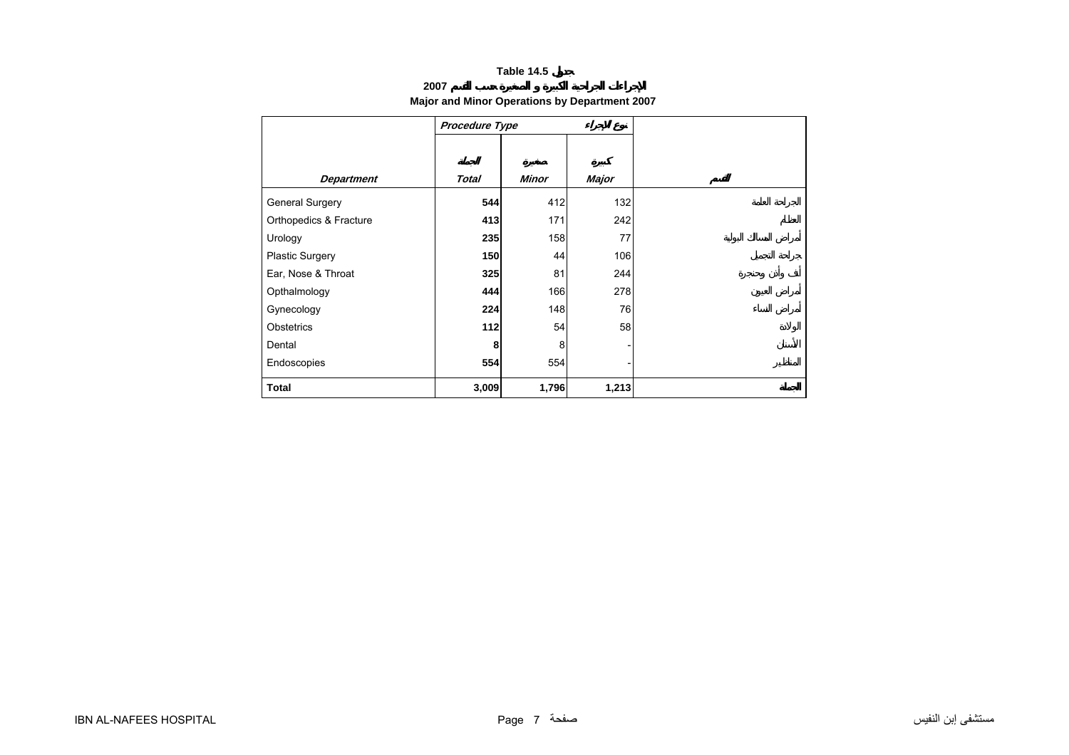**Table 14.5 جدول**

**2007 الإجراءات الجراحية الكبيرة و الصغيرة حسب القسم**

**Major and Minor Operations by Department 2007**

| | *Procedure Type* | نوع الإجراء | | |
|---|---|---|---|---|
| | الجملة | صغيرة | كبيرة | |
| ***Department*** | ***Total*** | ***Minor*** | ***Major*** | القسم |
| General Surgery | **544** | 412 | 132 | الجراحة العامة |
| Orthopedics & Fracture | **413** | 171 | 242 | العظام |
| Urology | **235** | 158 | 77 | أمراض المسالك البولية |
| Plastic Surgery | **150** | 44 | 106 | جراحة التجميل |
| Ear, Nose & Throat | **325** | 81 | 244 | أنف وأذن وحنجرة |
| Opthalmology | **444** | 166 | 278 | أمراض العيون |
| Gynecology | **224** | 148 | 76 | أمراض النساء |
| Obstetrics | **112** | 54 | 58 | الولادة |
| Dental | **8** | 8 | - | الأسنان |
| Endoscopies | **554** | 554 | - | المناظير |
| **Total** | **3,009** | **1,796** | **1,213** | **الجملة** |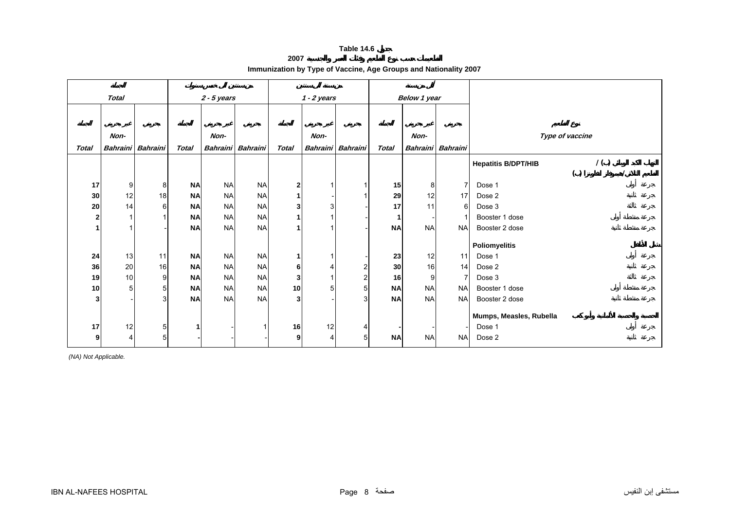# Table 14.6 جدول

## 2007 التطعيمات حسب نوع التطعيم وفئات العمر والجنسية

## Immunization by Type of Vaccine, Age Groups and Nationality 2007

| الجملة | | | من سنتين إلى خمس سنوات | | | من سنة إلى سنتين | | | أقل من سنة | | | |
|---|---|---|---|---|---|---|---|---|---|---|---|---|
| *Total* | | | *2 - 5 years* | | | *1 - 2 years* | | | *Below 1 year* | | | |
| الجملة *Total* | غير بحريني *Non-Bahraini* | بحريني *Bahraini* | الجملة *Total* | غير بحريني *Non-Bahraini* | بحريني *Bahraini* | الجملة *Total* | غير بحريني *Non-Bahraini* | بحريني *Bahraini* | الجملة *Total* | غير بحريني *Non-Bahraini* | بحريني *Bahraini* | نوع التطعيم *Type of vaccine* |
| | | | | | | | | | | | | **Hepatitis B/DPT/HIB** التهاب الكبد الوبائي (ب) / المعطى الثلاثي/هيموفلز انفلونزا (ب) |
| **17** | 9 | 8 | **NA** | NA | NA | **2** | 1 | 1 | **15** | 8 | 7 | Dose 1 جرعة أولى |
| **30** | 12 | 18 | **NA** | NA | NA | **1** | - | 1 | **29** | 12 | 17 | Dose 2 جرعة ثانية |
| **20** | 14 | 6 | **NA** | NA | NA | **3** | 3 | - | **17** | 11 | 6 | Dose 3 جرعة ثالثة |
| **2** | 1 | 1 | **NA** | NA | NA | **1** | 1 | - | **1** | - | 1 | Booster 1 dose جرعة منشطة أولى |
| **1** | 1 | - | **NA** | NA | NA | **1** | 1 | - | **NA** | NA | NA | Booster 2 dose جرعة منشطة ثانية |
| | | | | | | | | | | | | **Poliomyelitis** شلل الأطفال |
| **24** | 13 | 11 | **NA** | NA | NA | **1** | 1 | - | **23** | 12 | 11 | Dose 1 جرعة أولى |
| **36** | 20 | 16 | **NA** | NA | NA | **6** | 4 | 2 | **30** | 16 | 14 | Dose 2 جرعة ثانية |
| **19** | 10 | 9 | **NA** | NA | NA | **3** | 1 | 2 | **16** | 9 | 7 | Dose 3 جرعة ثالثة |
| **10** | 5 | 5 | **NA** | NA | NA | **10** | 5 | 5 | **NA** | NA | NA | Booster 1 dose جرعة منشطة أولى |
| **3** | - | 3 | **NA** | NA | NA | **3** | - | 3 | **NA** | NA | NA | Booster 2 dose جرعة منشطة ثانية |
| | | | | | | | | | | | | **Mumps, Measles, Rubella** الحصبة والحصبة الألمانية وأبو كعب |
| **17** | 12 | 5 | **1** | - | 1 | **16** | 12 | 4 | **-** | - | - | Dose 1 جرعة أولى |
| **9** | 4 | 5 | **-** | - | - | **9** | 4 | 5 | **NA** | NA | NA | Dose 2 جرعة ثانية |

*(NA) Not Applicable.*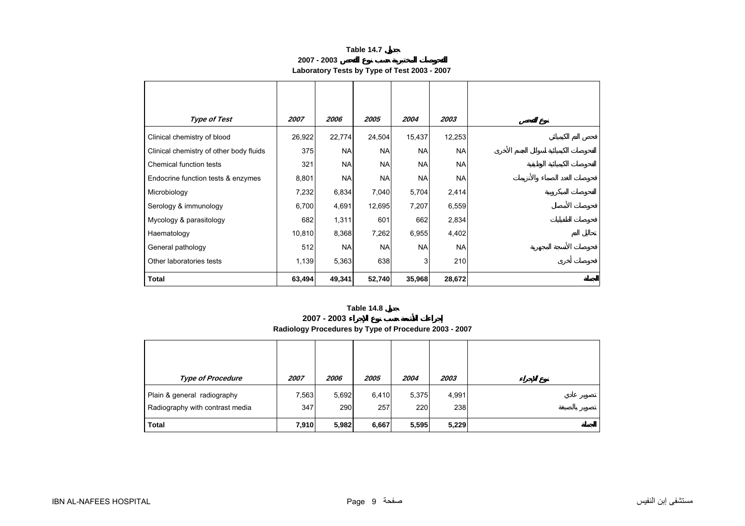## Table 14.7 جدول

### 2007 - 2003 الفحوصات المختبرية حسب نوع الفحص

### Laboratory Tests by Type of Test 2003 - 2007

| *Type of Test* | *2007* | *2006* | *2005* | *2004* | *2003* | *نوع الفحص* |
|---|---|---|---|---|---|---|
| Clinical chemistry of blood | 26,922 | 22,774 | 24,504 | 15,437 | 12,253 | فحص الدم الكيميائي |
| Clinical chemistry of other body fluids | 375 | NA | NA | NA | NA | الفحوصات الكيميائية لسوائل الجسم الأخرى |
| Chemical function tests | 321 | NA | NA | NA | NA | الفحوصات الكيميائية الوظيفية |
| Endocrine function tests & enzymes | 8,801 | NA | NA | NA | NA | فحوصات الغدد الصماء والأنزيمات |
| Microbiology | 7,232 | 6,834 | 7,040 | 5,704 | 2,414 | الفحوصات الميكروبية |
| Serology & immunology | 6,700 | 4,691 | 12,695 | 7,207 | 6,559 | فحوصات الأمصال |
| Mycology & parasitology | 682 | 1,311 | 601 | 662 | 2,834 | فحوصات الطفيليات |
| Haematology | 10,810 | 8,368 | 7,262 | 6,955 | 4,402 | تحاليل الدم |
| General pathology | 512 | NA | NA | NA | NA | فحوصات الأنسجة المجهرية |
| Other laboratories tests | 1,139 | 5,363 | 638 | 3 | 210 | فحوصات أخرى |
| **Total** | **63,494** | **49,341** | **52,740** | **35,968** | **28,672** | **الجملة** |

## Table 14.8 جدول

### 2007 - 2003 إجراءات الأشعة حسب نوع الإجراء

### Radiology Procedures by Type of Procedure 2003 - 2007

| *Type of Procedure* | *2007* | *2006* | *2005* | *2004* | *2003* | *نوع الإجراء* |
|---|---|---|---|---|---|---|
| Plain & general radiography | 7,563 | 5,692 | 6,410 | 5,375 | 4,991 | تصوير عادي |
| Radiography with contrast media | 347 | 290 | 257 | 220 | 238 | تصوير بالصبغة |
| **Total** | **7,910** | **5,982** | **6,667** | **5,595** | **5,229** | **الجملة** |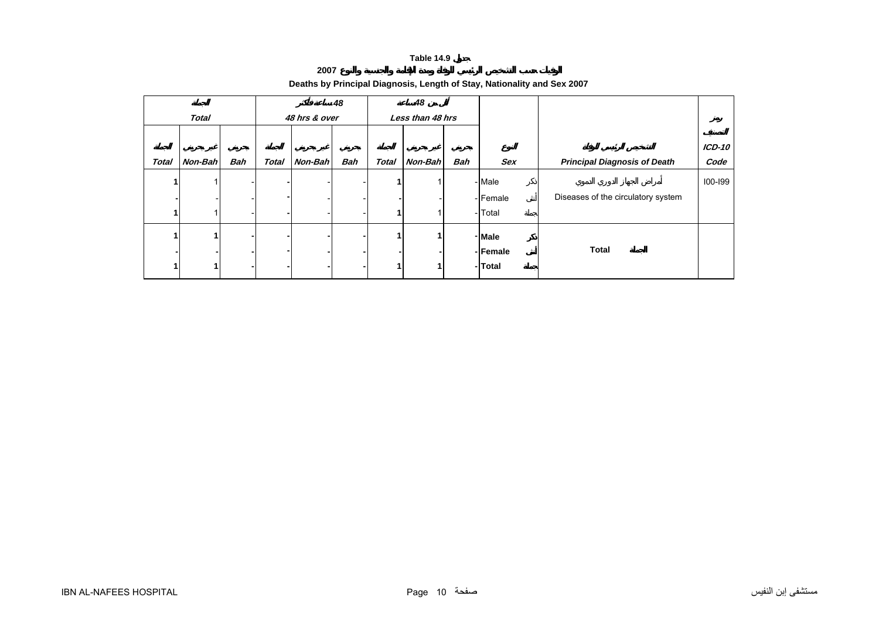**Table 14.9 جدول**

**الوفيات حسب التشخيص الرئيسي للوفاة ومدة الإقامة والجنسية والنوع 2007**

**Deaths by Principal Diagnosis, Length of Stay, Nationality and Sex 2007**

| الجملة Total | | | 48 ساعة فأكثر 48 hrs & over | | | أقل من 48 ساعة Less than 48 hrs | | | | | |
|---|---|---|---|---|---|---|---|---|---|---|---|
| الجملة Total | غير بحريني Non-Bah | بحريني Bah | الجملة Total | غير بحريني Non-Bah | بحريني Bah | الجملة Total | غير بحريني Non-Bah | بحريني Bah | النوع Sex | التشخيص الرئيسي للوفاة Principal Diagnosis of Death | رمز التصنيف ICD-10 Code |
| 1 | 1 | - | - | - | - | 1 | 1 | - | Male ذكر | أمراض الجهاز الدوري الدموي Diseases of the circulatory system | I00-I99 |
| - | - | - | - | - | - | - | - | - | Female أنثى | | |
| 1 | 1 | - | - | - | - | 1 | 1 | - | Total جملة | | |
| **1** | **1** | **-** | **-** | **-** | **-** | **1** | **1** | **-** | **Male ذكر** | **Total الجملة** | |
| **-** | **-** | **-** | **-** | **-** | **-** | **-** | **-** | **-** | **Female أنثى** | | |
| **1** | **1** | **-** | **-** | **-** | **-** | **1** | **1** | **-** | **Total جملة** | | |

IBN AL-NAFEES HOSPITAL مستشفى إبن النفيس